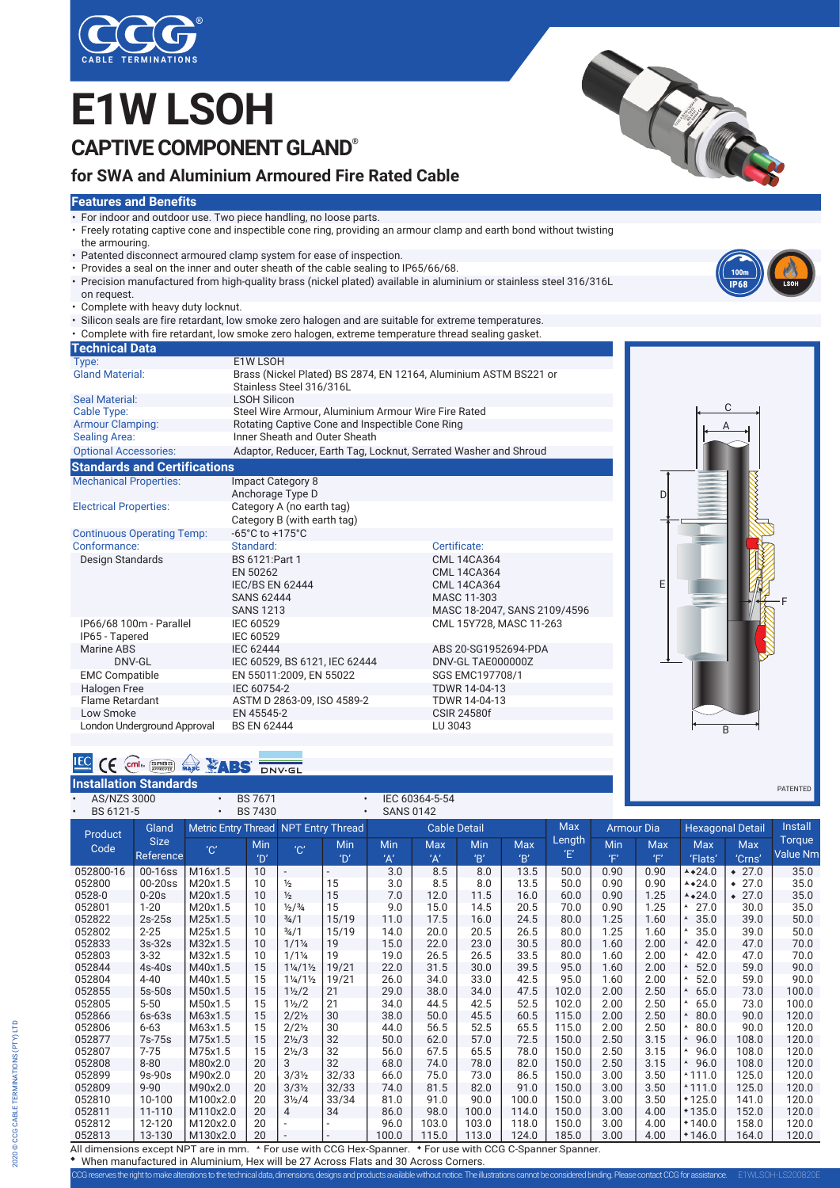# E1W LSOH

## CAPTIVE COMPONENT GLAND®

### for SWA and Aluminium Armoured Fire Rated Cable

### Features and Benefits

- For indoor and outdoor use. Two piece handling, no loose parts.
- Freely rotating captive cone and inspectible cone ring, providing an armour clamp and earth bond without twisting the armouring.
- Patented disconnect armoured clamp system for ease of inspection.
- Provides a seal on the inner and outer sheath of the cable sealing to IP65/66/68.
- Precision manufactured from high-quality brass (nickel plated) available in aluminium or stainless steel 316/316L on request.
- Complete with heavy duty locknut.
- Silicon seals are fire retardant, low smoke zero halogen and are suitable for extreme temperatures.
- Complete with fire retardant, low smoke zero halogen, extreme temperature thread sealing gasket.

### Technical Data

| | |
|---|---|
| Type: | E1W LSOH |
| Gland Material: | Brass (Nickel Plated) BS 2874, EN 12164, Aluminium ASTM BS221 or Stainless Steel 316/316L |
| Seal Material: | LSOH Silicon |
| Cable Type: | Steel Wire Armour, Aluminium Armour Wire Fire Rated |
| Armour Clamping: | Rotating Captive Cone and Inspectible Cone Ring |
| Sealing Area: | Inner Sheath and Outer Sheath |
| Optional Accessories: | Adaptor, Reducer, Earth Tag, Locknut, Serrated Washer and Shroud |

### Standards and Certifications

| | | |
|---|---|---|
| Mechanical Properties: | Impact Category 8<br>Anchorage Type D | |
| Electrical Properties: | Category A (no earth tag)<br>Category B (with earth tag) | |
| Continuous Operating Temp: | -65°C to +175°C | |
| Conformance: | Standard: | Certificate: |
| Design Standards | BS 6121:Part 1 | CML 14CA364 |
| | EN 50262 | CML 14CA364 |
| | IEC/BS EN 62444 | CML 14CA364 |
| | SANS 62444 | MASC 11-303 |
| | SANS 1213 | MASC 18-2047, SANS 2109/4596 |
| IP66/68 100m - Parallel | IEC 60529 | CML 15Y728, MASC 11-263 |
| IP65 - Tapered | IEC 60529 | |
| Marine ABS | IEC 62444 | ABS 20-SG1952694-PDA |
| DNV-GL | IEC 60529, BS 6121, IEC 62444 | DNV-GL TAE000000Z |
| EMC Compatible | EN 55011:2009, EN 55022 | SGS EMC197708/1 |
| Halogen Free | IEC 60754-2 | TDWR 14-04-13 |
| Flame Retardant | ASTM D 2863-09, ISO 4589-2 | TDWR 14-04-13 |
| Low Smoke | EN 45545-2 | CSIR 24580f |
| London Underground Approval | BS EN 62444 | LU 3043 |

PATENTED

### Installation Standards

- AS/NZS 3000
- BS 6121-5
- BS 7671
- BS 7430
- IEC 60364-5-54
- SANS 0142

| Product Code | Gland Size Reference | Metric Entry Thread | | NPT Entry Thread | | Cable Detail | | | | Max Length | Armour Dia | | Hexagonal Detail | | Install Torque |
|---|---|---|---|---|---|---|---|---|---|---|---|---|---|---|---|
| | | 'C' | Min 'D' | 'C' | Min 'D' | Min 'A' | Max 'A' | Min 'B' | Max 'B' | 'E' | Min 'F' | Max 'F' | Max 'Flats' | Max 'Crns' | Value Nm |
| 052800-16 | 00-16ss | M16x1.5 | 10 | - | - | 3.0 | 8.5 | 8.0 | 13.5 | 50.0 | 0.90 | 0.90 | *•24.0 | • 27.0 | 35.0 |
| 052800 | 00-20ss | M20x1.5 | 10 | ½ | 15 | 3.0 | 8.5 | 8.0 | 13.5 | 50.0 | 0.90 | 0.90 | *•24.0 | • 27.0 | 35.0 |
| 0528-0 | 0-20s | M20x1.5 | 10 | ½ | 15 | 7.0 | 12.0 | 11.5 | 16.0 | 60.0 | 0.90 | 1.25 | *•24.0 | • 27.0 | 35.0 |
| 052801 | 1-20 | M20x1.5 | 10 | ½/¾ | 15 | 9.0 | 15.0 | 14.5 | 20.5 | 70.0 | 0.90 | 1.25 | * 27.0 | 30.0 | 35.0 |
| 052822 | 2s-25s | M25x1.5 | 10 | ¾/1 | 15/19 | 11.0 | 17.5 | 16.0 | 24.5 | 80.0 | 1.25 | 1.60 | * 35.0 | 39.0 | 50.0 |
| 052802 | 2-25 | M25x1.5 | 10 | ¾/1 | 15/19 | 14.0 | 20.0 | 20.5 | 26.5 | 80.0 | 1.25 | 1.60 | * 35.0 | 39.0 | 50.0 |
| 052833 | 3s-32s | M32x1.5 | 10 | 1/1¼ | 19 | 15.0 | 22.0 | 23.0 | 30.5 | 80.0 | 1.60 | 2.00 | * 42.0 | 47.0 | 70.0 |
| 052803 | 3-32 | M32x1.5 | 10 | 1/1¼ | 19 | 19.0 | 26.5 | 26.5 | 33.5 | 80.0 | 1.60 | 2.00 | * 42.0 | 47.0 | 70.0 |
| 052844 | 4s-40s | M40x1.5 | 15 | 1¼/1½ | 19/21 | 22.0 | 31.5 | 30.0 | 39.5 | 95.0 | 1.60 | 2.00 | * 52.0 | 59.0 | 90.0 |
| 052804 | 4-40 | M40x1.5 | 15 | 1¼/1½ | 19/21 | 26.0 | 34.0 | 33.0 | 42.5 | 95.0 | 1.60 | 2.00 | * 52.0 | 59.0 | 90.0 |
| 052855 | 5s-50s | M50x1.5 | 15 | 1½/2 | 21 | 29.0 | 38.0 | 34.0 | 47.5 | 102.0 | 2.00 | 2.50 | * 65.0 | 73.0 | 100.0 |
| 052805 | 5-50 | M50x1.5 | 15 | 1½/2 | 21 | 34.0 | 44.5 | 42.5 | 52.5 | 102.0 | 2.00 | 2.50 | * 65.0 | 73.0 | 100.0 |
| 052866 | 6s-63s | M63x1.5 | 15 | 2/2½ | 30 | 38.0 | 50.0 | 45.5 | 60.5 | 115.0 | 2.00 | 2.50 | * 80.0 | 90.0 | 120.0 |
| 052806 | 6-63 | M63x1.5 | 15 | 2/2½ | 30 | 44.0 | 56.5 | 52.5 | 65.5 | 115.0 | 2.00 | 2.50 | * 80.0 | 90.0 | 120.0 |
| 052877 | 7s-75s | M75x1.5 | 15 | 2½/3 | 32 | 50.0 | 62.0 | 57.0 | 72.5 | 150.0 | 2.50 | 3.15 | * 96.0 | 108.0 | 120.0 |
| 052807 | 7-75 | M75x1.5 | 15 | 2½/3 | 32 | 56.0 | 67.5 | 65.5 | 78.0 | 150.0 | 2.50 | 3.15 | * 96.0 | 108.0 | 120.0 |
| 052808 | 8-80 | M80x2.0 | 20 | 3 | 32 | 68.0 | 74.0 | 78.0 | 82.0 | 150.0 | 2.50 | 3.15 | * 96.0 | 108.0 | 120.0 |
| 052899 | 9s-90s | M90x2.0 | 20 | 3/3½ | 32/33 | 66.0 | 75.0 | 73.0 | 86.5 | 150.0 | 3.00 | 3.50 | *111.0 | 125.0 | 120.0 |
| 052809 | 9-90 | M90x2.0 | 20 | 3/3½ | 32/33 | 74.0 | 81.5 | 82.0 | 91.0 | 150.0 | 3.00 | 3.50 | *111.0 | 125.0 | 120.0 |
| 052810 | 10-100 | M100x2.0 | 20 | 3½/4 | 33/34 | 81.0 | 91.0 | 90.0 | 100.0 | 150.0 | 3.00 | 3.50 | •125.0 | 141.0 | 120.0 |
| 052811 | 11-110 | M110x2.0 | 20 | 4 | 34 | 86.0 | 98.0 | 100.0 | 114.0 | 150.0 | 3.00 | 4.00 | •135.0 | 152.0 | 120.0 |
| 052812 | 12-120 | M120x2.0 | 20 | - | - | 96.0 | 103.0 | 103.0 | 118.0 | 150.0 | 3.00 | 4.00 | •140.0 | 158.0 | 120.0 |
| 052813 | 13-130 | M130x2.0 | 20 | - | - | 100.0 | 115.0 | 113.0 | 124.0 | 185.0 | 3.00 | 4.00 | •146.0 | 164.0 | 120.0 |

All dimensions except NPT are in mm. * For use with CCG Hex-Spanner. • For use with CCG C-Spanner Spanner.

◆ When manufactured in Aluminium, Hex will be 27 Across Flats and 30 Across Corners.

CCG reserves the right to make alterations to the technical data, dimensions, designs and products available without notice. The illustrations cannot be considered binding. Please contact CCG for assistance. E1WLSOH-LS200820E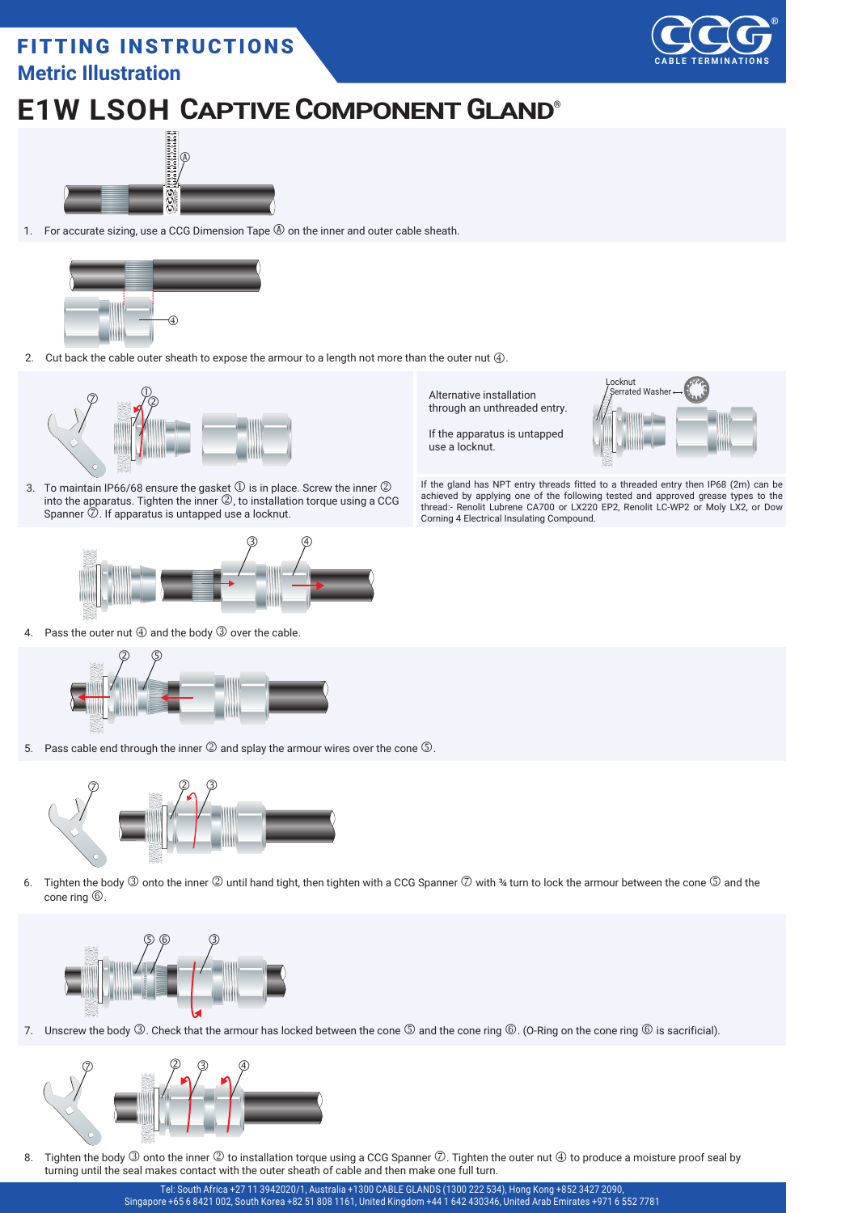# FITTING INSTRUCTIONS

## Metric Illustration

# E1W LSOH Captive Component Gland®

Ⓐ

1. For accurate sizing, use a CCG Dimension Tape Ⓐ on the inner and outer cable sheath.

④

2. Cut back the cable outer sheath to expose the armour to a length not more than the outer nut ④.

⑦ ① ②

3. To maintain IP66/68 ensure the gasket ① is in place. Screw the inner ② into the apparatus. Tighten the inner ②, to installation torque using a CCG Spanner ⑦. If apparatus is untapped use a locknut.

Alternative installation through an unthreaded entry.

If the apparatus is untapped use a locknut.

Locknut
Serrated Washer

If the gland has NPT entry threads fitted to a threaded entry then IP68 (2m) can be achieved by applying one of the following tested and approved grease types to the thread:- Renolit Lubrene CA700 or LX220 EP2, Renolit LC-WP2 or Moly LX2, or Dow Corning 4 Electrical Insulating Compound.

③ ④

4. Pass the outer nut ④ and the body ③ over the cable.

② ⑤

5. Pass cable end through the inner ② and splay the armour wires over the cone ⑤.

⑦ ② ③

6. Tighten the body ③ onto the inner ② until hand tight, then tighten with a CCG Spanner ⑦ with ¾ turn to lock the armour between the cone ⑤ and the cone ring ⑥.

⑤ ⑥ ③

7. Unscrew the body ③. Check that the armour has locked between the cone ⑤ and the cone ring ⑥. (O-Ring on the cone ring ⑥ is sacrificial).

⑦ ② ③ ④

8. Tighten the body ③ onto the inner ② to installation torque using a CCG Spanner ⑦. Tighten the outer nut ④ to produce a moisture proof seal by turning until the seal makes contact with the outer sheath of cable and then make one full turn.

Tel: South Africa +27 11 3942020/1, Australia +1300 CABLE GLANDS (1300 222 534), Hong Kong +852 3427 2090, Singapore +65 6 8421 002, South Korea +82 51 808 1161, United Kingdom +44 1 642 430346, United Arab Emirates +971 6 552 7781